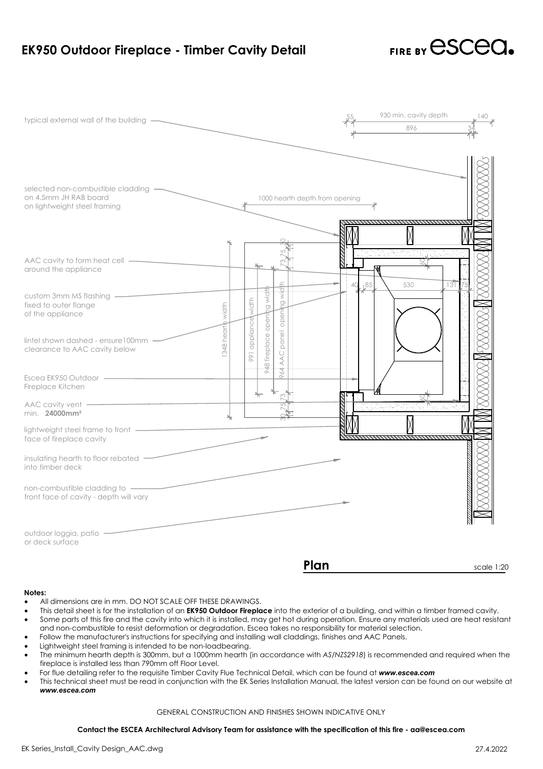# EK950 Outdoor Fireplace - Timber Cavity Detail

FIRE BY escea.

typical external wall of the building

selected non-combustible cladding on 4.5mm JH RAB board on lightweight steel framing

AAC cavity to form heat cell around the appliance

custom 3mm MS flashing fixed to outer flange of the appliance

lintel shown dashed - ensure100mm clearance to AAC cavity below

Escea EK950 Outdoor Fireplace Kitchen

AAC cavity vent min. **24000mm²**

lightweight steel frame to front face of fireplace cavity

insulating hearth to floor rebated into timber deck

non-combustible cladding to front face of cavity - depth will vary

outdoor loggia, patio or deck surface

55 | 930 min. cavity depth | 140 | 896 | 34

1000 hearth depth from opening

1348 hearth width | 991 appliance width | 948 fireplace opening width | 964 AAC panel opening width

30 | 75 | 73 | 60 | 40 | 85 | 530 | 131 | 75

## Plan

scale 1:20

**Notes:**

- All dimensions are in mm. DO NOT SCALE OFF THESE DRAWINGS.
- This detail sheet is for the installation of an **EK950 Outdoor Fireplace** into the exterior of a building, and within a timber framed cavity.
- Some parts of this fire and the cavity into which it is installed, may get hot during operation. Ensure any materials used are heat resistant and non-combustible to resist deformation or degradation. Escea takes no responsibility for material selection.
- Follow the manufacturer's instructions for specifying and installing wall claddings, finishes and AAC Panels.
- Lightweight steel framing is intended to be non-loadbearing.
- The minimum hearth depth is 300mm, but a 1000mm hearth (in accordance with *AS/NZS2918*) is recommended and required when the fireplace is installed less than 790mm off Floor Level.
- For flue detailing refer to the requisite Timber Cavity Flue Technical Detail, which can be found at ***www.escea.com***
- This technical sheet must be read in conjunction with the EK Series Installation Manual, the latest version can be found on our website at ***www.escea.com***

GENERAL CONSTRUCTION AND FINISHES SHOWN INDICATIVE ONLY

**Contact the ESCEA Architectural Advisory Team for assistance with the specification of this fire - aa@escea.com**

EK Series_Install_Cavity Design_AAC.dwg

27.4.2022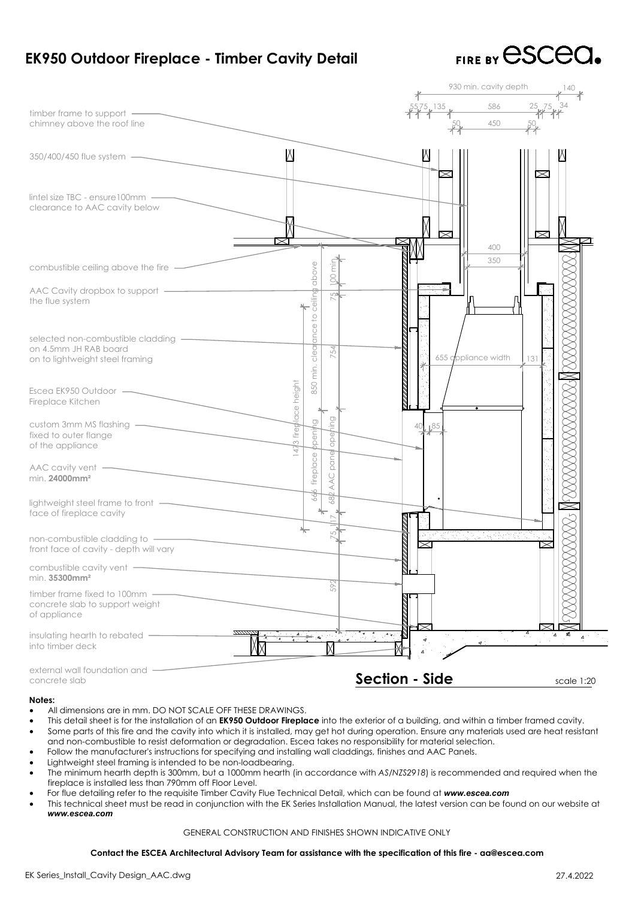# EK950 Outdoor Fireplace - Timber Cavity Detail

FIRE BY escea.

930 min. cavity depth
140
55 75 135
586
25 75 34
50
450
50

timber frame to support chimney above the roof line

350/400/450 flue system

lintel size TBC - ensure100mm clearance to AAC cavity below

400
350

combustible ceiling above the fire

100 min.

AAC Cavity dropbox to support the flue system

75

selected non-combustible cladding on 4.5mm JH RAB board on to lightweight steel framing

850 min. clearance to ceiling above

754

655 appliance width
131

Escea EK950 Outdoor Fireplace Kitchen

1473 fireplace height

custom 3mm MS flashing fixed to outer flange of the appliance

40 85

AAC cavity vent min. **24000mm²**

666 fireplace opening

682 AAC panel opening

lightweight steel frame to front face of fireplace cavity

117

75

non-combustible cladding to front face of cavity - depth will vary

combustible cavity vent min. **35300mm²**

592

timber frame fixed to 100mm concrete slab to support weight of appliance

insulating hearth to rebated into timber deck

external wall foundation and concrete slab

## Section - Side

scale 1:20

**Notes:**

- All dimensions are in mm. DO NOT SCALE OFF THESE DRAWINGS.
- This detail sheet is for the installation of an **EK950 Outdoor Fireplace** into the exterior of a building, and within a timber framed cavity.
- Some parts of this fire and the cavity into which it is installed, may get hot during operation. Ensure any materials used are heat resistant and non-combustible to resist deformation or degradation. Escea takes no responsibility for material selection.
- Follow the manufacturer's instructions for specifying and installing wall claddings, finishes and AAC Panels.
- Lightweight steel framing is intended to be non-loadbearing.
- The minimum hearth depth is 300mm, but a 1000mm hearth (in accordance with *AS/NZS2918*) is recommended and required when the fireplace is installed less than 790mm off Floor Level.
- For flue detailing refer to the requisite Timber Cavity Flue Technical Detail, which can be found at ***www.escea.com***
- This technical sheet must be read in conjunction with the EK Series Installation Manual, the latest version can be found on our website at ***www.escea.com***

GENERAL CONSTRUCTION AND FINISHES SHOWN INDICATIVE ONLY

**Contact the ESCEA Architectural Advisory Team for assistance with the specification of this fire - aa@escea.com**

EK Series_Install_Cavity Design_AAC.dwg

27.4.2022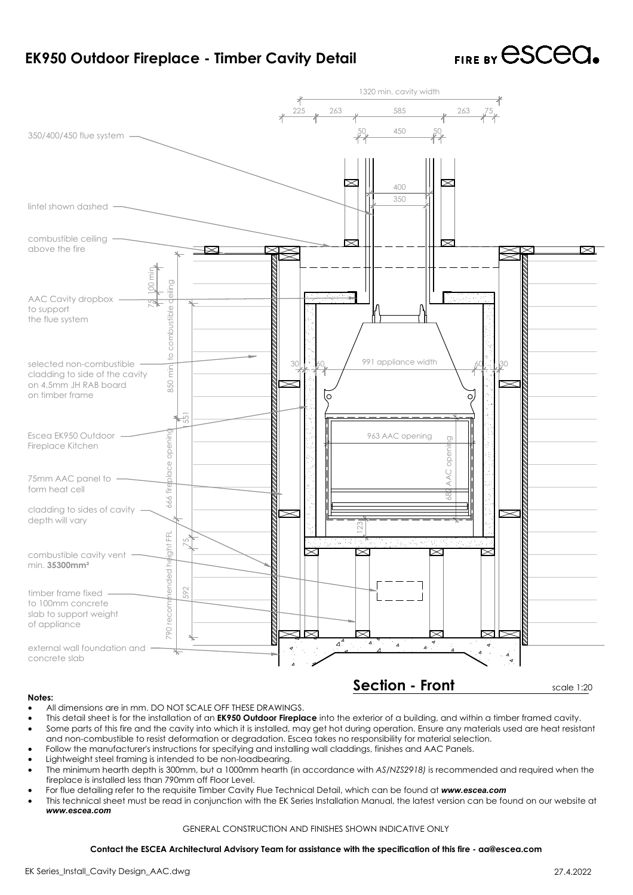# EK950 Outdoor Fireplace - Timber Cavity Detail

FIRE BY escea.

1320 min. cavity width

225 263 585 263 75

50 450 50

400

350

350/400/450 flue system

lintel shown dashed

combustible ceiling above the fire

AAC Cavity dropbox to support the flue system

selected non-combustible cladding to side of the cavity on 4.5mm JH RAB board on timber frame

Escea EK950 Outdoor Fireplace Kitchen

75mm AAC panel to form heat cell

cladding to sides of cavity depth will vary

combustible cavity vent min. **35300mm²**

timber frame fixed to 100mm concrete slab to support weight of appliance

external wall foundation and concrete slab

100 min

75

850 min to combustible ceiling

551

666 fireplace opening

75

592

790 recommended height FFL

30 60 991 appliance width 60 30

963 AAC opening

682 AAC opening

123

## Section - Front

scale 1:20

**Notes:**

- All dimensions are in mm. DO NOT SCALE OFF THESE DRAWINGS.
- This detail sheet is for the installation of an **EK950 Outdoor Fireplace** into the exterior of a building, and within a timber framed cavity.
- Some parts of this fire and the cavity into which it is installed, may get hot during operation. Ensure any materials used are heat resistant and non-combustible to resist deformation or degradation. Escea takes no responsibility for material selection.
- Follow the manufacturer's instructions for specifying and installing wall claddings, finishes and AAC Panels.
- Lightweight steel framing is intended to be non-loadbearing.
- The minimum hearth depth is 300mm, but a 1000mm hearth (in accordance with *AS/NZS2918)* is recommended and required when the fireplace is installed less than 790mm off Floor Level.
- For flue detailing refer to the requisite Timber Cavity Flue Technical Detail, which can be found at ***www.escea.com***
- This technical sheet must be read in conjunction with the EK Series Installation Manual, the latest version can be found on our website at ***www.escea.com***

GENERAL CONSTRUCTION AND FINISHES SHOWN INDICATIVE ONLY

**Contact the ESCEA Architectural Advisory Team for assistance with the specification of this fire - aa@escea.com**

EK Series_Install_Cavity Design_AAC.dwg

27.4.2022